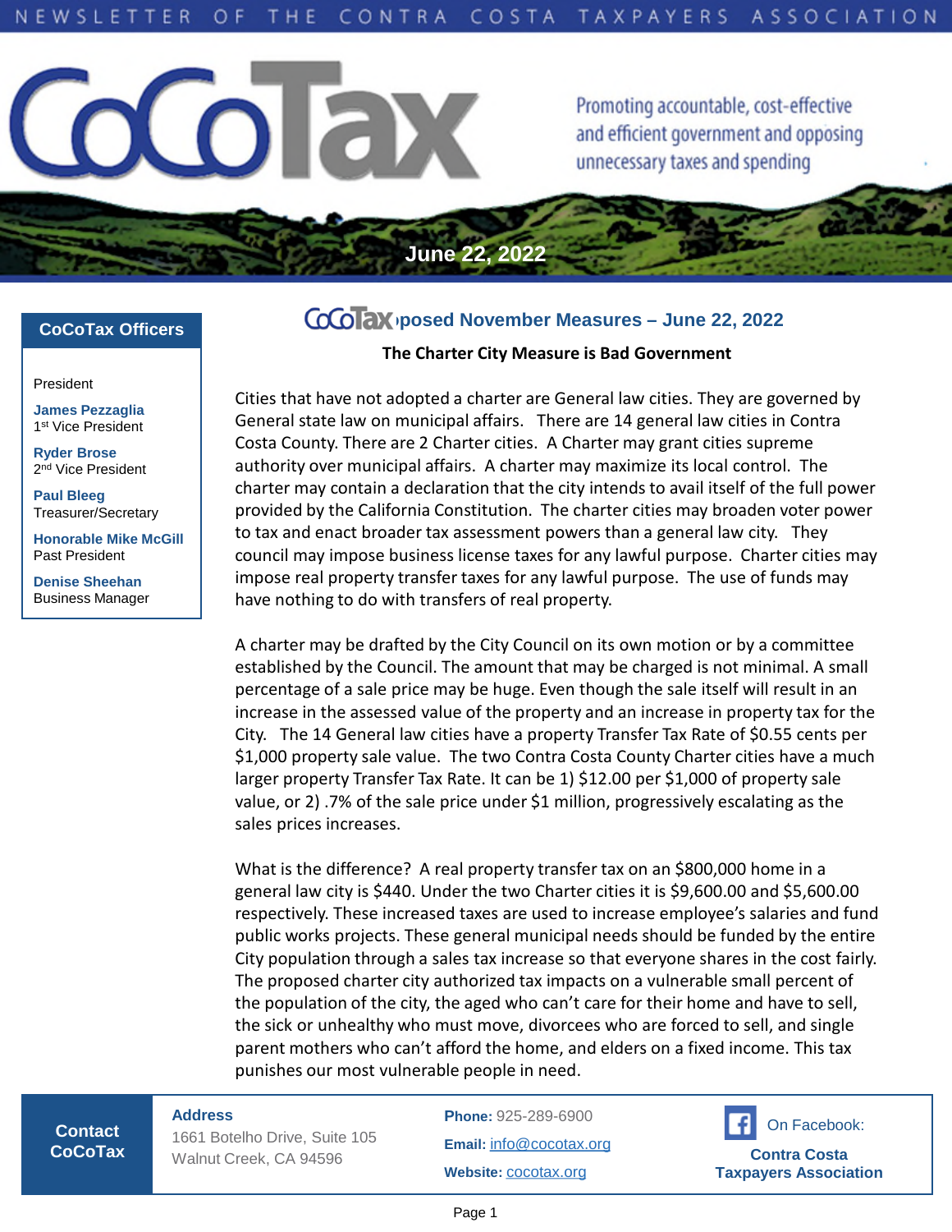NEWSLETTER OF THE CONTRA COSTA TAXPAYERS ASSOCIATION

# CoCoTax

Promoting accountable, cost-effective and efficient government and opposing unnecessary taxes and spending

June 22, 2022

## CoCoTax Officers

President

**James Pezzaglia**
1st Vice President

**Ryder Brose**
2nd Vice President

**Paul Bleeg**
Treasurer/Secretary

**Honorable Mike McGill**
Past President

**Denise Sheehan**
Business Manager

## CoCoTax Opposed November Measures – June 22, 2022

### The Charter City Measure is Bad Government

Cities that have not adopted a charter are General law cities. They are governed by General state law on municipal affairs. There are 14 general law cities in Contra Costa County. There are 2 Charter cities. A Charter may grant cities supreme authority over municipal affairs. A charter may maximize its local control. The charter may contain a declaration that the city intends to avail itself of the full power provided by the California Constitution. The charter cities may broaden voter power to tax and enact broader tax assessment powers than a general law city. They council may impose business license taxes for any lawful purpose. Charter cities may impose real property transfer taxes for any lawful purpose. The use of funds may have nothing to do with transfers of real property.

A charter may be drafted by the City Council on its own motion or by a committee established by the Council. The amount that may be charged is not minimal. A small percentage of a sale price may be huge. Even though the sale itself will result in an increase in the assessed value of the property and an increase in property tax for the City. The 14 General law cities have a property Transfer Tax Rate of $0.55 cents per $1,000 property sale value. The two Contra Costa County Charter cities have a much larger property Transfer Tax Rate. It can be 1) $12.00 per $1,000 of property sale value, or 2) .7% of the sale price under $1 million, progressively escalating as the sales prices increases.

What is the difference? A real property transfer tax on an $800,000 home in a general law city is $440. Under the two Charter cities it is $9,600.00 and $5,600.00 respectively. These increased taxes are used to increase employee's salaries and fund public works projects. These general municipal needs should be funded by the entire City population through a sales tax increase so that everyone shares in the cost fairly. The proposed charter city authorized tax impacts on a vulnerable small percent of the population of the city, the aged who can't care for their home and have to sell, the sick or unhealthy who must move, divorcees who are forced to sell, and single parent mothers who can't afford the home, and elders on a fixed income. This tax punishes our most vulnerable people in need.

**Contact CoCoTax**

**Address**
1661 Botelho Drive, Suite 105
Walnut Creek, CA 94596

**Phone:** 925-289-6900
**Email:** info@cocotax.org
**Website:** cocotax.org

On Facebook: **Contra Costa Taxpayers Association**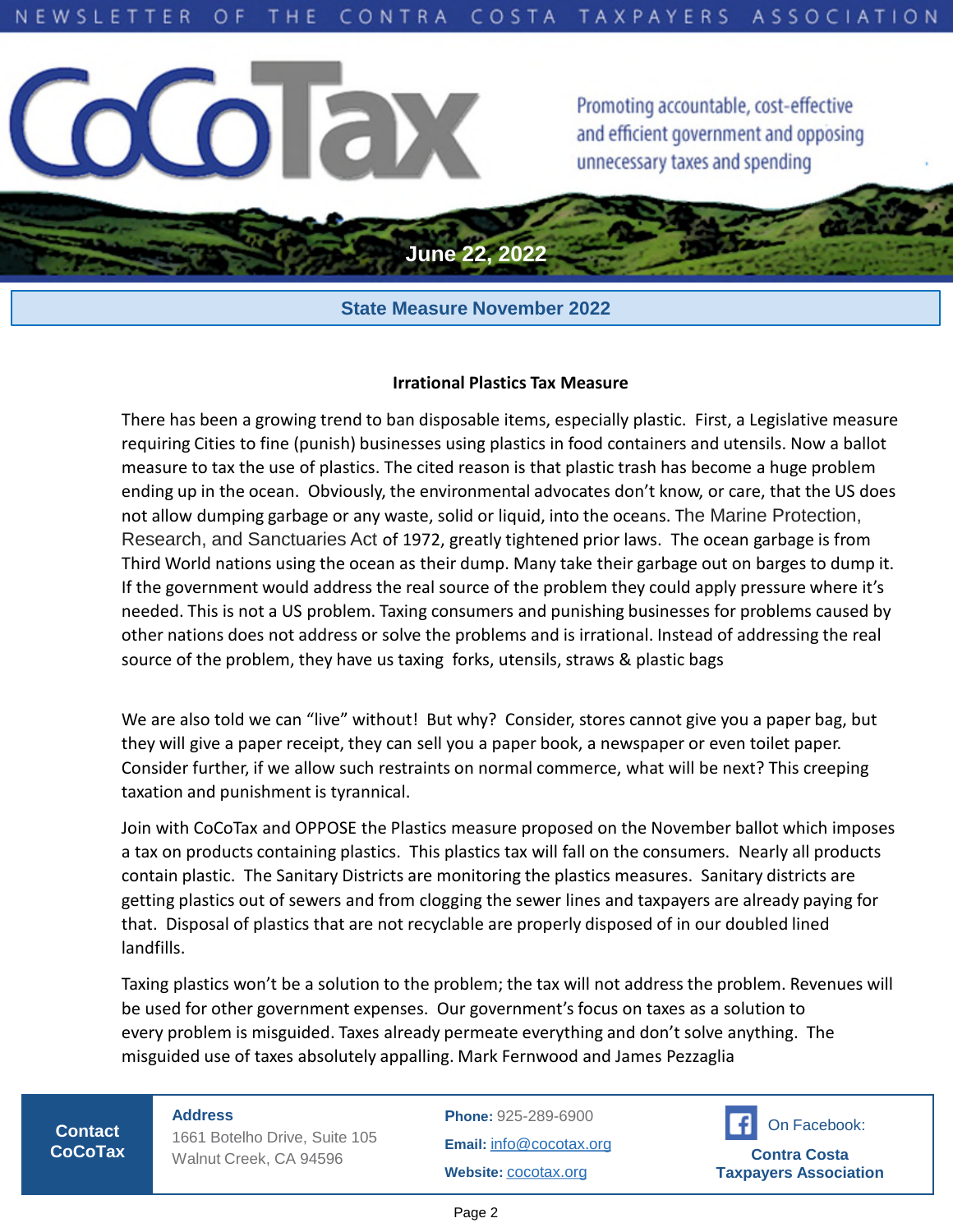NEWSLETTER OF THE CONTRA COSTA TAXPAYERS ASSOCIATION

# CoCoTax

Promoting accountable, cost-effective and efficient government and opposing unnecessary taxes and spending

**June 22, 2022**

## State Measure November 2022

### Irrational Plastics Tax Measure

There has been a growing trend to ban disposable items, especially plastic. First, a Legislative measure requiring Cities to fine (punish) businesses using plastics in food containers and utensils. Now a ballot measure to tax the use of plastics. The cited reason is that plastic trash has become a huge problem ending up in the ocean. Obviously, the environmental advocates don't know, or care, that the US does not allow dumping garbage or any waste, solid or liquid, into the oceans. The Marine Protection, Research, and Sanctuaries Act of 1972, greatly tightened prior laws. The ocean garbage is from Third World nations using the ocean as their dump. Many take their garbage out on barges to dump it. If the government would address the real source of the problem they could apply pressure where it's needed. This is not a US problem. Taxing consumers and punishing businesses for problems caused by other nations does not address or solve the problems and is irrational. Instead of addressing the real source of the problem, they have us taxing forks, utensils, straws & plastic bags

We are also told we can "live" without! But why? Consider, stores cannot give you a paper bag, but they will give a paper receipt, they can sell you a paper book, a newspaper or even toilet paper. Consider further, if we allow such restraints on normal commerce, what will be next? This creeping taxation and punishment is tyrannical.

Join with CoCoTax and OPPOSE the Plastics measure proposed on the November ballot which imposes a tax on products containing plastics. This plastics tax will fall on the consumers. Nearly all products contain plastic. The Sanitary Districts are monitoring the plastics measures. Sanitary districts are getting plastics out of sewers and from clogging the sewer lines and taxpayers are already paying for that. Disposal of plastics that are not recyclable are properly disposed of in our doubled lined landfills.

Taxing plastics won't be a solution to the problem; the tax will not address the problem. Revenues will be used for other government expenses. Our government's focus on taxes as a solution to every problem is misguided. Taxes already permeate everything and don't solve anything. The misguided use of taxes absolutely appalling. Mark Fernwood and James Pezzaglia

**Contact CoCoTax**

**Address**
1661 Botelho Drive, Suite 105
Walnut Creek, CA 94596

**Phone:** 925-289-6900
**Email:** info@cocotax.org
**Website:** cocotax.org

On Facebook:
**Contra Costa Taxpayers Association**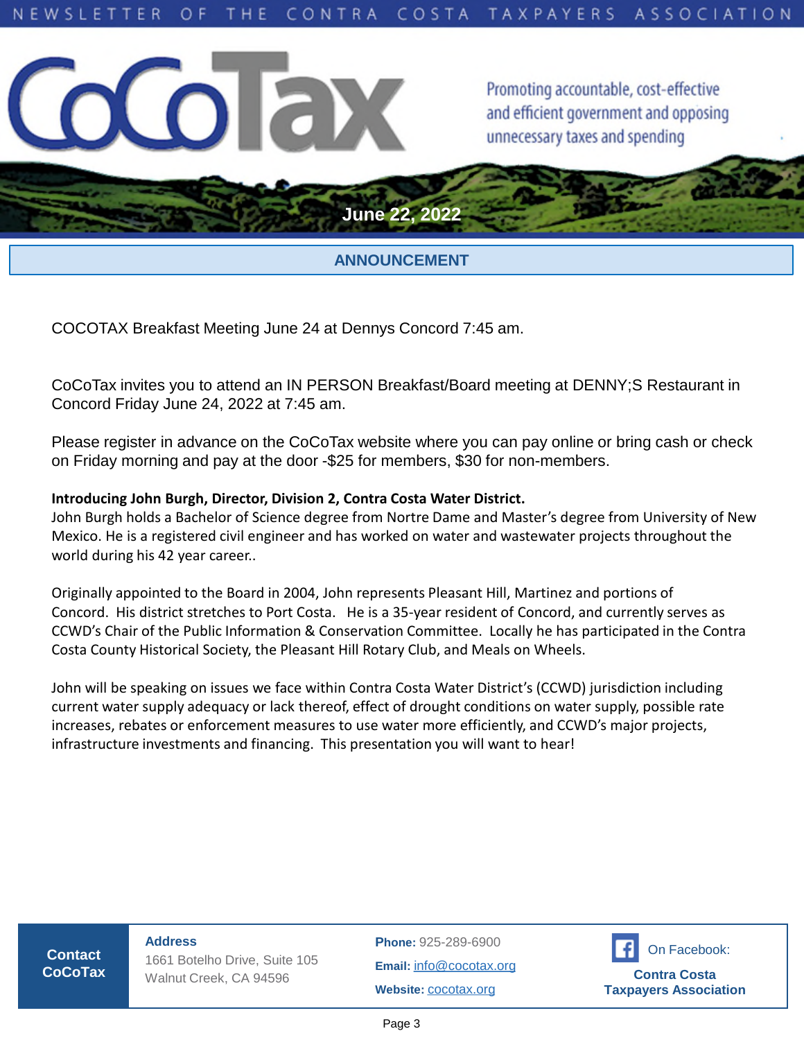NEWSLETTER OF THE CONTRA COSTA TAXPAYERS ASSOCIATION

# CoCoTax

Promoting accountable, cost-effective and efficient government and opposing unnecessary taxes and spending

**June 22, 2022**

## ANNOUNCEMENT

COCOTAX Breakfast Meeting June 24 at Dennys Concord 7:45 am.

CoCoTax invites you to attend an IN PERSON Breakfast/Board meeting at DENNY;S Restaurant in Concord Friday June 24, 2022 at 7:45 am.

Please register in advance on the CoCoTax website where you can pay online or bring cash or check on Friday morning and pay at the door -$25 for members, $30 for non-members.

**Introducing John Burgh, Director, Division 2, Contra Costa Water District.**
John Burgh holds a Bachelor of Science degree from Nortre Dame and Master's degree from University of New Mexico. He is a registered civil engineer and has worked on water and wastewater projects throughout the world during his 42 year career..

Originally appointed to the Board in 2004, John represents Pleasant Hill, Martinez and portions of Concord. His district stretches to Port Costa. He is a 35-year resident of Concord, and currently serves as CCWD's Chair of the Public Information & Conservation Committee. Locally he has participated in the Contra Costa County Historical Society, the Pleasant Hill Rotary Club, and Meals on Wheels.

John will be speaking on issues we face within Contra Costa Water District's (CCWD) jurisdiction including current water supply adequacy or lack thereof, effect of drought conditions on water supply, possible rate increases, rebates or enforcement measures to use water more efficiently, and CCWD's major projects, infrastructure investments and financing. This presentation you will want to hear!

**Contact CoCoTax**

**Address**
1661 Botelho Drive, Suite 105
Walnut Creek, CA 94596

**Phone:** 925-289-6900
**Email:** info@cocotax.org
**Website:** cocotax.org

On Facebook:
**Contra Costa Taxpayers Association**